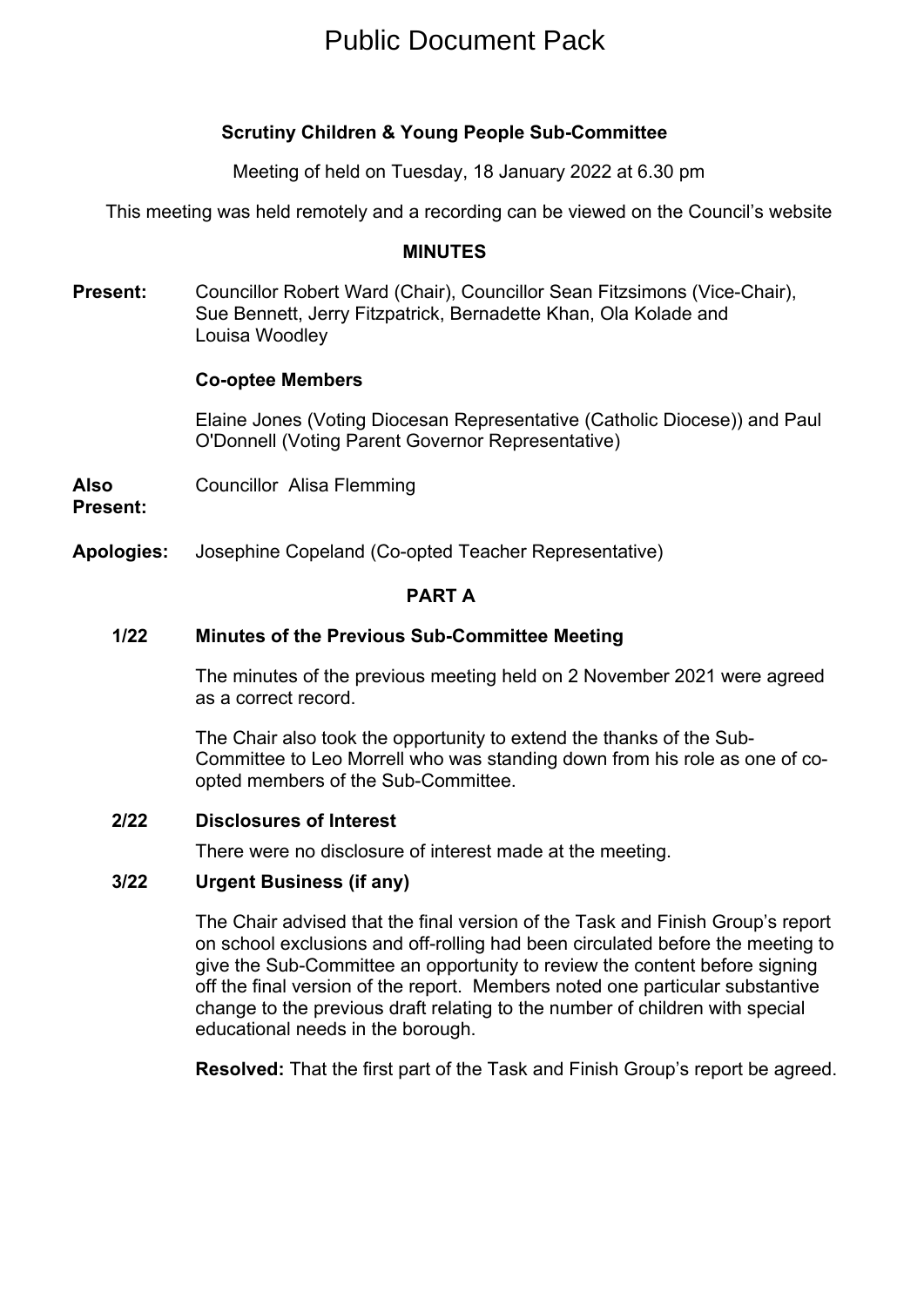# Public Document Pack

## Scrutiny Children & Young People Sub-Committee

Meeting of held on Tuesday, 18 January 2022 at 6.30 pm

This meeting was held remotely and a recording can be viewed on the Council's website

### MINUTES

**Present:** Councillor Robert Ward (Chair), Councillor Sean Fitzsimons (Vice-Chair), Sue Bennett, Jerry Fitzpatrick, Bernadette Khan, Ola Kolade and Louisa Woodley

**Co-optee Members**

Elaine Jones (Voting Diocesan Representative (Catholic Diocese)) and Paul O'Donnell (Voting Parent Governor Representative)

**Also Present:** Councillor Alisa Flemming

**Apologies:** Josephine Copeland (Co-opted Teacher Representative)

### PART A

**1/22 Minutes of the Previous Sub-Committee Meeting**

The minutes of the previous meeting held on 2 November 2021 were agreed as a correct record.

The Chair also took the opportunity to extend the thanks of the Sub-Committee to Leo Morrell who was standing down from his role as one of co-opted members of the Sub-Committee.

**2/22 Disclosures of Interest**

There were no disclosure of interest made at the meeting.

**3/22 Urgent Business (if any)**

The Chair advised that the final version of the Task and Finish Group's report on school exclusions and off-rolling had been circulated before the meeting to give the Sub-Committee an opportunity to review the content before signing off the final version of the report. Members noted one particular substantive change to the previous draft relating to the number of children with special educational needs in the borough.

**Resolved:** That the first part of the Task and Finish Group's report be agreed.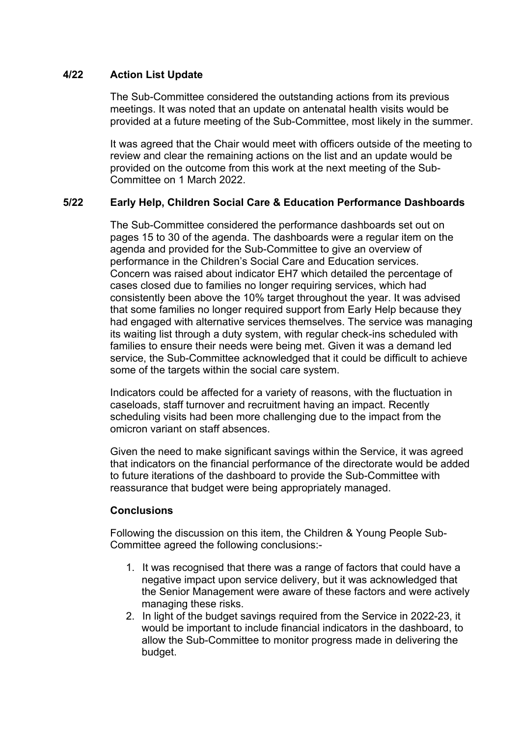## 4/22 Action List Update

The Sub-Committee considered the outstanding actions from its previous meetings. It was noted that an update on antenatal health visits would be provided at a future meeting of the Sub-Committee, most likely in the summer.

It was agreed that the Chair would meet with officers outside of the meeting to review and clear the remaining actions on the list and an update would be provided on the outcome from this work at the next meeting of the Sub-Committee on 1 March 2022.

## 5/22 Early Help, Children Social Care & Education Performance Dashboards

The Sub-Committee considered the performance dashboards set out on pages 15 to 30 of the agenda. The dashboards were a regular item on the agenda and provided for the Sub-Committee to give an overview of performance in the Children's Social Care and Education services. Concern was raised about indicator EH7 which detailed the percentage of cases closed due to families no longer requiring services, which had consistently been above the 10% target throughout the year. It was advised that some families no longer required support from Early Help because they had engaged with alternative services themselves. The service was managing its waiting list through a duty system, with regular check-ins scheduled with families to ensure their needs were being met. Given it was a demand led service, the Sub-Committee acknowledged that it could be difficult to achieve some of the targets within the social care system.

Indicators could be affected for a variety of reasons, with the fluctuation in caseloads, staff turnover and recruitment having an impact. Recently scheduling visits had been more challenging due to the impact from the omicron variant on staff absences.

Given the need to make significant savings within the Service, it was agreed that indicators on the financial performance of the directorate would be added to future iterations of the dashboard to provide the Sub-Committee with reassurance that budget were being appropriately managed.

**Conclusions**

Following the discussion on this item, the Children & Young People Sub-Committee agreed the following conclusions:-

1. It was recognised that there was a range of factors that could have a negative impact upon service delivery, but it was acknowledged that the Senior Management were aware of these factors and were actively managing these risks.
2. In light of the budget savings required from the Service in 2022-23, it would be important to include financial indicators in the dashboard, to allow the Sub-Committee to monitor progress made in delivering the budget.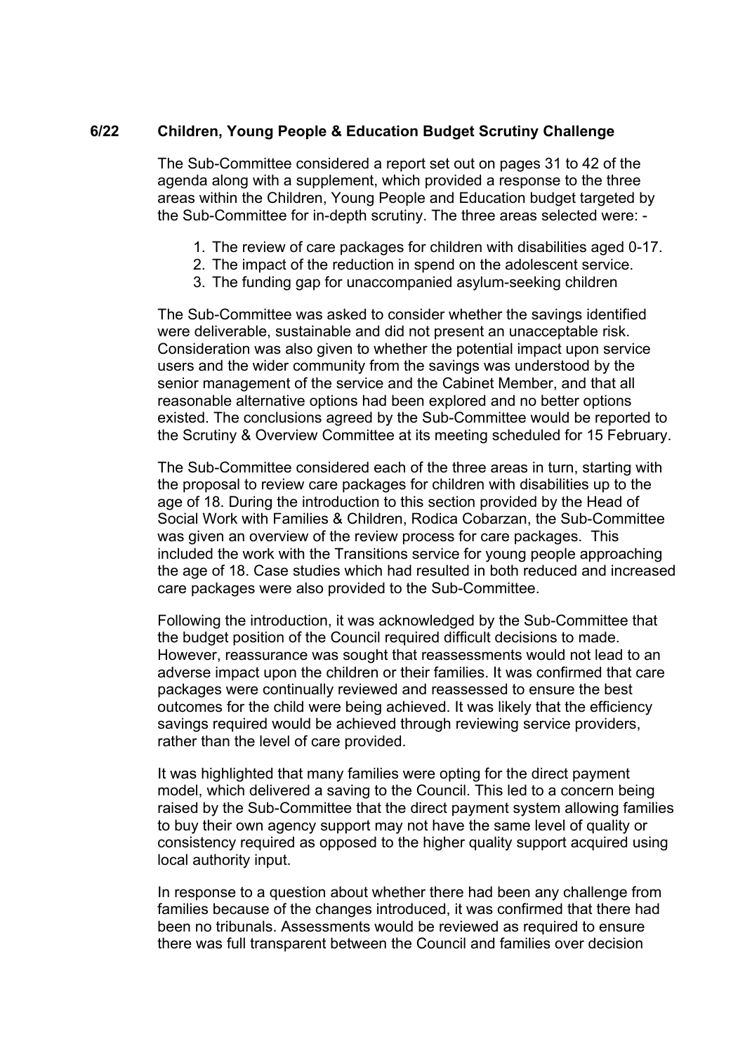**6/22 Children, Young People & Education Budget Scrutiny Challenge**

The Sub-Committee considered a report set out on pages 31 to 42 of the agenda along with a supplement, which provided a response to the three areas within the Children, Young People and Education budget targeted by the Sub-Committee for in-depth scrutiny. The three areas selected were: -

1. The review of care packages for children with disabilities aged 0-17.
2. The impact of the reduction in spend on the adolescent service.
3. The funding gap for unaccompanied asylum-seeking children

The Sub-Committee was asked to consider whether the savings identified were deliverable, sustainable and did not present an unacceptable risk. Consideration was also given to whether the potential impact upon service users and the wider community from the savings was understood by the senior management of the service and the Cabinet Member, and that all reasonable alternative options had been explored and no better options existed. The conclusions agreed by the Sub-Committee would be reported to the Scrutiny & Overview Committee at its meeting scheduled for 15 February.

The Sub-Committee considered each of the three areas in turn, starting with the proposal to review care packages for children with disabilities up to the age of 18. During the introduction to this section provided by the Head of Social Work with Families & Children, Rodica Cobarzan, the Sub-Committee was given an overview of the review process for care packages. This included the work with the Transitions service for young people approaching the age of 18. Case studies which had resulted in both reduced and increased care packages were also provided to the Sub-Committee.

Following the introduction, it was acknowledged by the Sub-Committee that the budget position of the Council required difficult decisions to made. However, reassurance was sought that reassessments would not lead to an adverse impact upon the children or their families. It was confirmed that care packages were continually reviewed and reassessed to ensure the best outcomes for the child were being achieved. It was likely that the efficiency savings required would be achieved through reviewing service providers, rather than the level of care provided.

It was highlighted that many families were opting for the direct payment model, which delivered a saving to the Council. This led to a concern being raised by the Sub-Committee that the direct payment system allowing families to buy their own agency support may not have the same level of quality or consistency required as opposed to the higher quality support acquired using local authority input.

In response to a question about whether there had been any challenge from families because of the changes introduced, it was confirmed that there had been no tribunals. Assessments would be reviewed as required to ensure there was full transparent between the Council and families over decision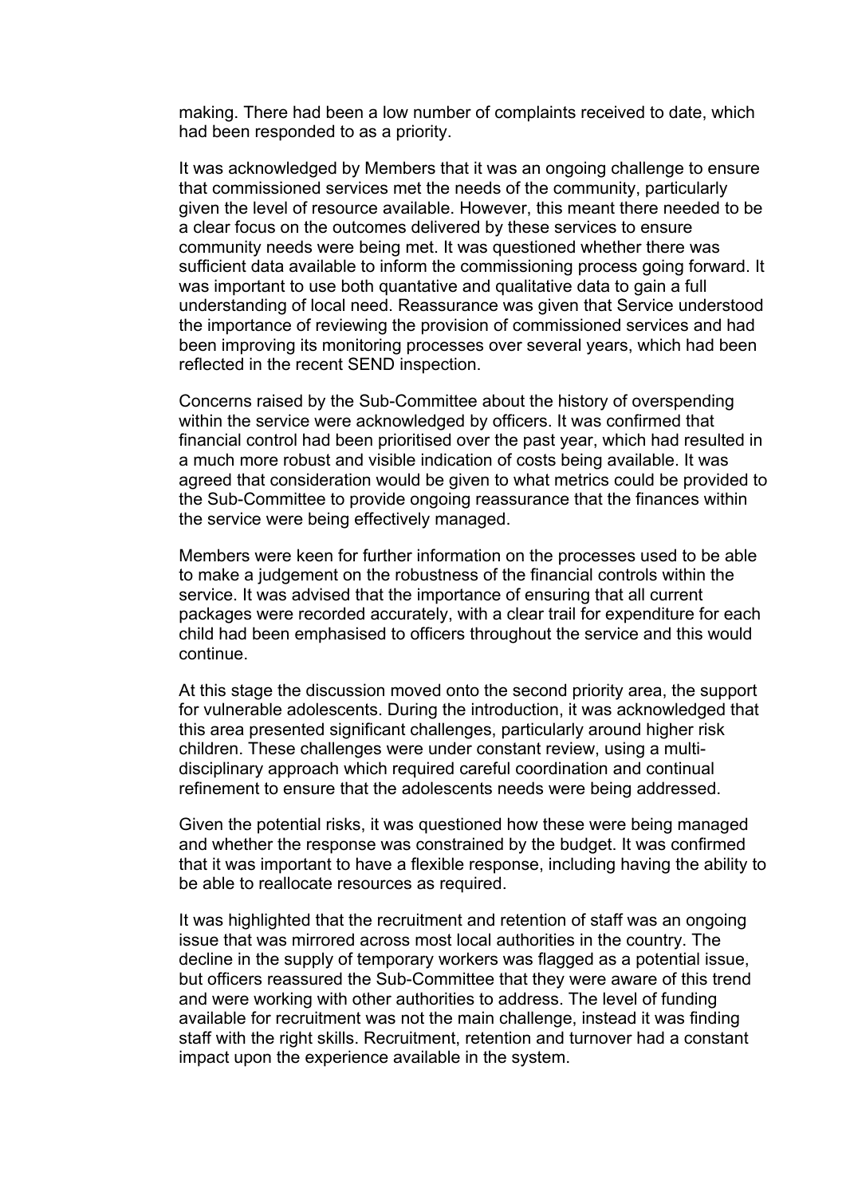making. There had been a low number of complaints received to date, which had been responded to as a priority.

It was acknowledged by Members that it was an ongoing challenge to ensure that commissioned services met the needs of the community, particularly given the level of resource available. However, this meant there needed to be a clear focus on the outcomes delivered by these services to ensure community needs were being met. It was questioned whether there was sufficient data available to inform the commissioning process going forward. It was important to use both quantative and qualitative data to gain a full understanding of local need. Reassurance was given that Service understood the importance of reviewing the provision of commissioned services and had been improving its monitoring processes over several years, which had been reflected in the recent SEND inspection.

Concerns raised by the Sub-Committee about the history of overspending within the service were acknowledged by officers. It was confirmed that financial control had been prioritised over the past year, which had resulted in a much more robust and visible indication of costs being available. It was agreed that consideration would be given to what metrics could be provided to the Sub-Committee to provide ongoing reassurance that the finances within the service were being effectively managed.

Members were keen for further information on the processes used to be able to make a judgement on the robustness of the financial controls within the service. It was advised that the importance of ensuring that all current packages were recorded accurately, with a clear trail for expenditure for each child had been emphasised to officers throughout the service and this would continue.

At this stage the discussion moved onto the second priority area, the support for vulnerable adolescents. During the introduction, it was acknowledged that this area presented significant challenges, particularly around higher risk children. These challenges were under constant review, using a multi-disciplinary approach which required careful coordination and continual refinement to ensure that the adolescents needs were being addressed.

Given the potential risks, it was questioned how these were being managed and whether the response was constrained by the budget. It was confirmed that it was important to have a flexible response, including having the ability to be able to reallocate resources as required.

It was highlighted that the recruitment and retention of staff was an ongoing issue that was mirrored across most local authorities in the country. The decline in the supply of temporary workers was flagged as a potential issue, but officers reassured the Sub-Committee that they were aware of this trend and were working with other authorities to address. The level of funding available for recruitment was not the main challenge, instead it was finding staff with the right skills. Recruitment, retention and turnover had a constant impact upon the experience available in the system.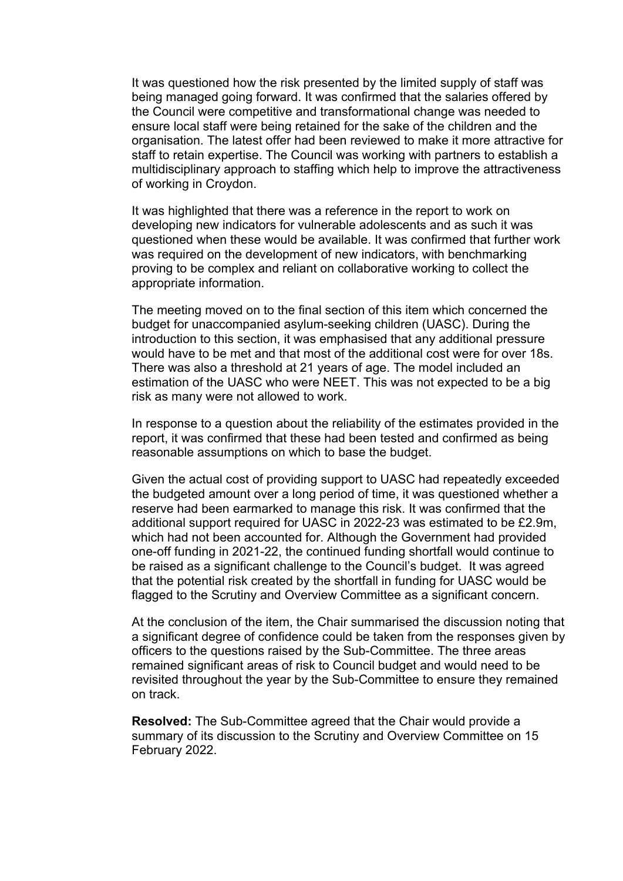It was questioned how the risk presented by the limited supply of staff was being managed going forward. It was confirmed that the salaries offered by the Council were competitive and transformational change was needed to ensure local staff were being retained for the sake of the children and the organisation. The latest offer had been reviewed to make it more attractive for staff to retain expertise. The Council was working with partners to establish a multidisciplinary approach to staffing which help to improve the attractiveness of working in Croydon.

It was highlighted that there was a reference in the report to work on developing new indicators for vulnerable adolescents and as such it was questioned when these would be available. It was confirmed that further work was required on the development of new indicators, with benchmarking proving to be complex and reliant on collaborative working to collect the appropriate information.

The meeting moved on to the final section of this item which concerned the budget for unaccompanied asylum-seeking children (UASC). During the introduction to this section, it was emphasised that any additional pressure would have to be met and that most of the additional cost were for over 18s. There was also a threshold at 21 years of age. The model included an estimation of the UASC who were NEET. This was not expected to be a big risk as many were not allowed to work.

In response to a question about the reliability of the estimates provided in the report, it was confirmed that these had been tested and confirmed as being reasonable assumptions on which to base the budget.

Given the actual cost of providing support to UASC had repeatedly exceeded the budgeted amount over a long period of time, it was questioned whether a reserve had been earmarked to manage this risk. It was confirmed that the additional support required for UASC in 2022-23 was estimated to be £2.9m, which had not been accounted for. Although the Government had provided one-off funding in 2021-22, the continued funding shortfall would continue to be raised as a significant challenge to the Council's budget. It was agreed that the potential risk created by the shortfall in funding for UASC would be flagged to the Scrutiny and Overview Committee as a significant concern.

At the conclusion of the item, the Chair summarised the discussion noting that a significant degree of confidence could be taken from the responses given by officers to the questions raised by the Sub-Committee. The three areas remained significant areas of risk to Council budget and would need to be revisited throughout the year by the Sub-Committee to ensure they remained on track.

**Resolved:** The Sub-Committee agreed that the Chair would provide a summary of its discussion to the Scrutiny and Overview Committee on 15 February 2022.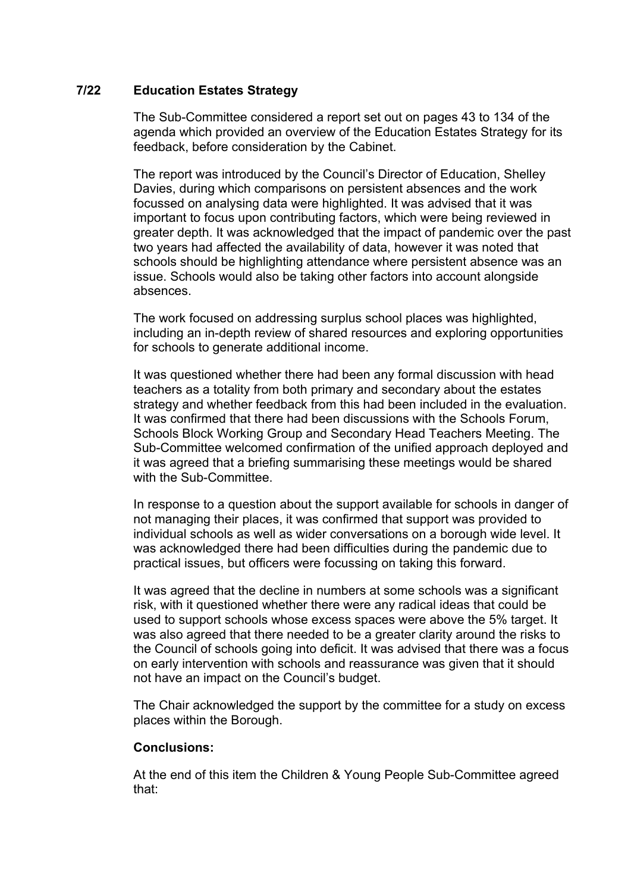### 7/22 Education Estates Strategy

The Sub-Committee considered a report set out on pages 43 to 134 of the agenda which provided an overview of the Education Estates Strategy for its feedback, before consideration by the Cabinet.

The report was introduced by the Council's Director of Education, Shelley Davies, during which comparisons on persistent absences and the work focussed on analysing data were highlighted. It was advised that it was important to focus upon contributing factors, which were being reviewed in greater depth. It was acknowledged that the impact of pandemic over the past two years had affected the availability of data, however it was noted that schools should be highlighting attendance where persistent absence was an issue. Schools would also be taking other factors into account alongside absences.

The work focused on addressing surplus school places was highlighted, including an in-depth review of shared resources and exploring opportunities for schools to generate additional income.

It was questioned whether there had been any formal discussion with head teachers as a totality from both primary and secondary about the estates strategy and whether feedback from this had been included in the evaluation. It was confirmed that there had been discussions with the Schools Forum, Schools Block Working Group and Secondary Head Teachers Meeting. The Sub-Committee welcomed confirmation of the unified approach deployed and it was agreed that a briefing summarising these meetings would be shared with the Sub-Committee.

In response to a question about the support available for schools in danger of not managing their places, it was confirmed that support was provided to individual schools as well as wider conversations on a borough wide level. It was acknowledged there had been difficulties during the pandemic due to practical issues, but officers were focussing on taking this forward.

It was agreed that the decline in numbers at some schools was a significant risk, with it questioned whether there were any radical ideas that could be used to support schools whose excess spaces were above the 5% target. It was also agreed that there needed to be a greater clarity around the risks to the Council of schools going into deficit. It was advised that there was a focus on early intervention with schools and reassurance was given that it should not have an impact on the Council's budget.

The Chair acknowledged the support by the committee for a study on excess places within the Borough.

**Conclusions:**

At the end of this item the Children & Young People Sub-Committee agreed that: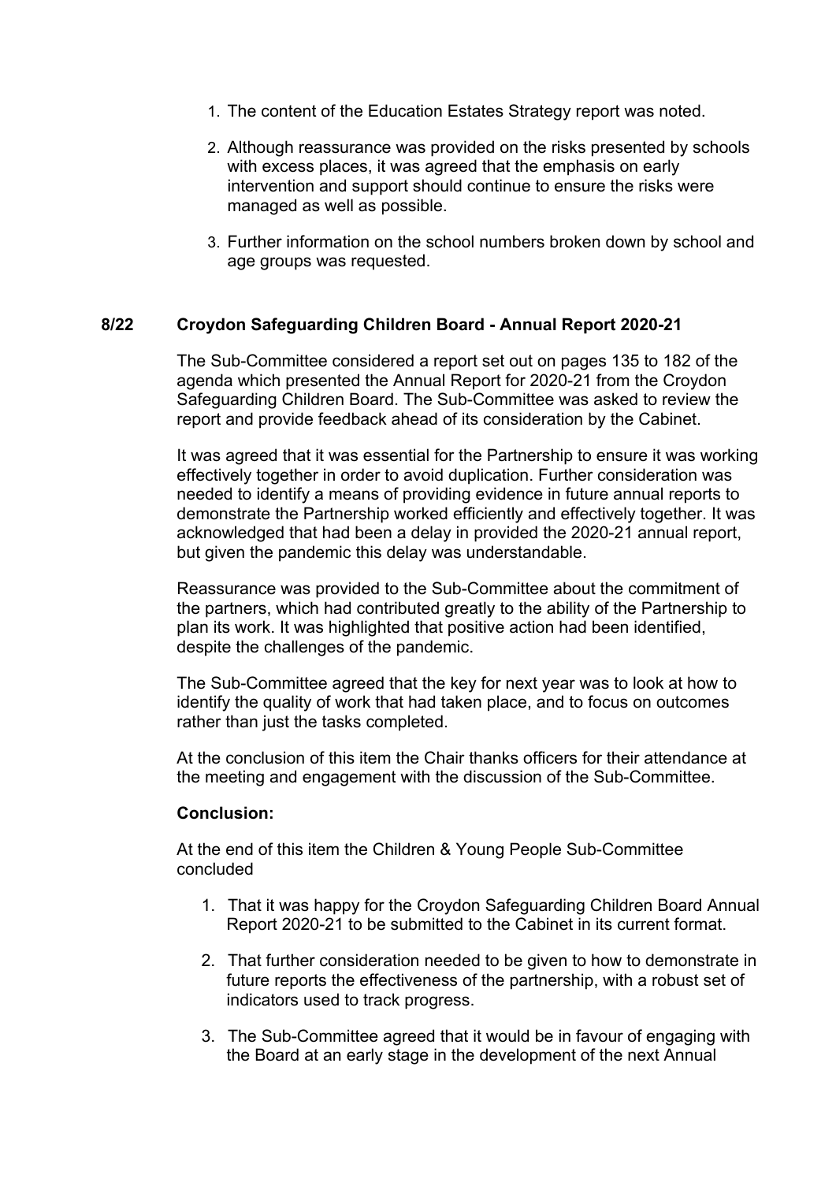1. The content of the Education Estates Strategy report was noted.

2. Although reassurance was provided on the risks presented by schools with excess places, it was agreed that the emphasis on early intervention and support should continue to ensure the risks were managed as well as possible.

3. Further information on the school numbers broken down by school and age groups was requested.

## 8/22 Croydon Safeguarding Children Board - Annual Report 2020-21

The Sub-Committee considered a report set out on pages 135 to 182 of the agenda which presented the Annual Report for 2020-21 from the Croydon Safeguarding Children Board. The Sub-Committee was asked to review the report and provide feedback ahead of its consideration by the Cabinet.

It was agreed that it was essential for the Partnership to ensure it was working effectively together in order to avoid duplication. Further consideration was needed to identify a means of providing evidence in future annual reports to demonstrate the Partnership worked efficiently and effectively together. It was acknowledged that had been a delay in provided the 2020-21 annual report, but given the pandemic this delay was understandable.

Reassurance was provided to the Sub-Committee about the commitment of the partners, which had contributed greatly to the ability of the Partnership to plan its work. It was highlighted that positive action had been identified, despite the challenges of the pandemic.

The Sub-Committee agreed that the key for next year was to look at how to identify the quality of work that had taken place, and to focus on outcomes rather than just the tasks completed.

At the conclusion of this item the Chair thanks officers for their attendance at the meeting and engagement with the discussion of the Sub-Committee.

**Conclusion:**

At the end of this item the Children & Young People Sub-Committee concluded

1. That it was happy for the Croydon Safeguarding Children Board Annual Report 2020-21 to be submitted to the Cabinet in its current format.

2. That further consideration needed to be given to how to demonstrate in future reports the effectiveness of the partnership, with a robust set of indicators used to track progress.

3. The Sub-Committee agreed that it would be in favour of engaging with the Board at an early stage in the development of the next Annual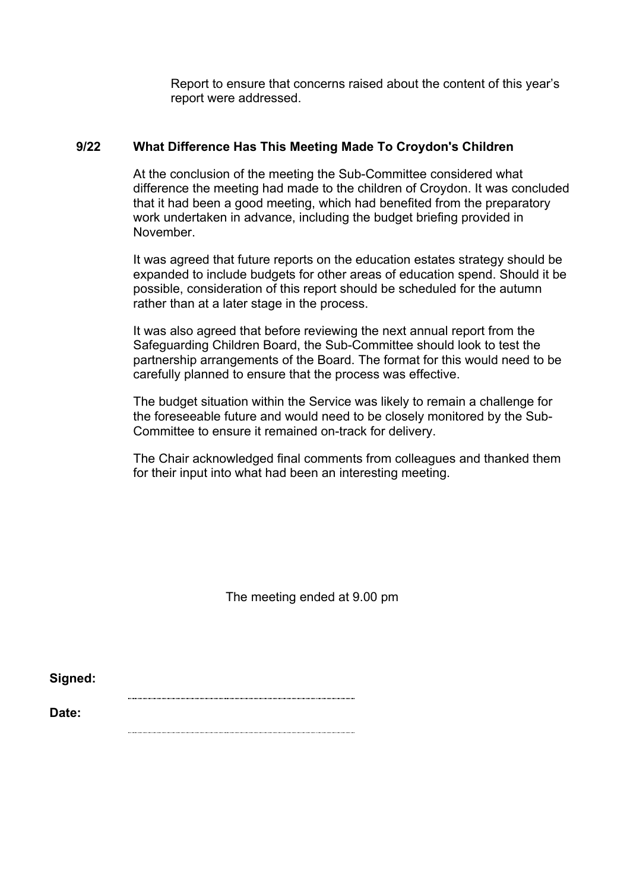Report to ensure that concerns raised about the content of this year's report were addressed.

## 9/22 What Difference Has This Meeting Made To Croydon's Children

At the conclusion of the meeting the Sub-Committee considered what difference the meeting had made to the children of Croydon. It was concluded that it had been a good meeting, which had benefited from the preparatory work undertaken in advance, including the budget briefing provided in November.

It was agreed that future reports on the education estates strategy should be expanded to include budgets for other areas of education spend. Should it be possible, consideration of this report should be scheduled for the autumn rather than at a later stage in the process.

It was also agreed that before reviewing the next annual report from the Safeguarding Children Board, the Sub-Committee should look to test the partnership arrangements of the Board. The format for this would need to be carefully planned to ensure that the process was effective.

The budget situation within the Service was likely to remain a challenge for the foreseeable future and would need to be closely monitored by the Sub-Committee to ensure it remained on-track for delivery.

The Chair acknowledged final comments from colleagues and thanked them for their input into what had been an interesting meeting.

The meeting ended at 9.00 pm

**Signed:** ............................................................

**Date:** ............................................................